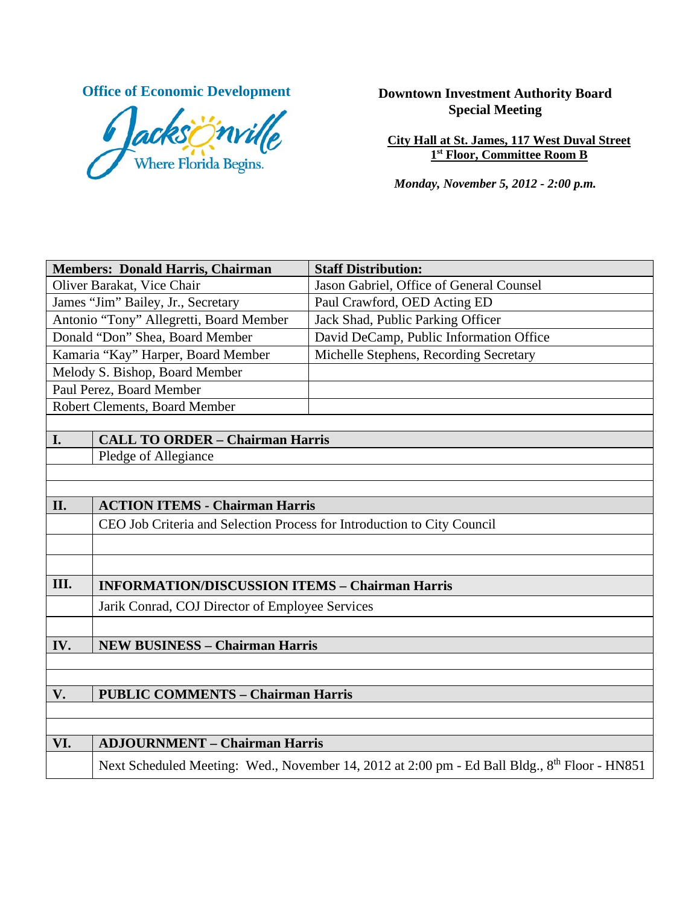**Office of Economic Development**

Jacksonville — Where Florida Begins.

**Downtown Investment Authority Board**
**Special Meeting**

**City Hall at St. James, 117 West Duval Street**
**1st Floor, Committee Room B**

***Monday, November 5, 2012 - 2:00 p.m.***

| **Members: Donald Harris, Chairman** | **Staff Distribution:** |
|---|---|
| Oliver Barakat, Vice Chair | Jason Gabriel, Office of General Counsel |
| James "Jim" Bailey, Jr., Secretary | Paul Crawford, OED Acting ED |
| Antonio "Tony" Allegretti, Board Member | Jack Shad, Public Parking Officer |
| Donald "Don" Shea, Board Member | David DeCamp, Public Information Office |
| Kamaria "Kay" Harper, Board Member | Michelle Stephens, Recording Secretary |
| Melody S. Bishop, Board Member | |
| Paul Perez, Board Member | |
| Robert Clements, Board Member | |

| | |
|---|---|
| **I.** | **CALL TO ORDER – Chairman Harris** |
| | Pledge of Allegiance |
| **II.** | **ACTION ITEMS - Chairman Harris** |
| | CEO Job Criteria and Selection Process for Introduction to City Council |
| **III.** | **INFORMATION/DISCUSSION ITEMS – Chairman Harris** |
| | Jarik Conrad, COJ Director of Employee Services |
| **IV.** | **NEW BUSINESS – Chairman Harris** |
| **V.** | **PUBLIC COMMENTS – Chairman Harris** |
| **VI.** | **ADJOURNMENT – Chairman Harris** |
| | Next Scheduled Meeting: Wed., November 14, 2012 at 2:00 pm - Ed Ball Bldg., 8th Floor - HN851 |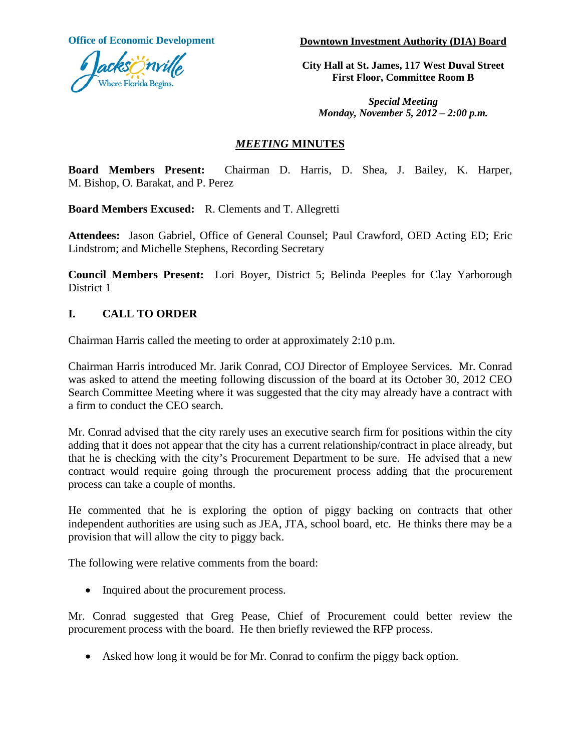**Office of Economic Development**

**Downtown Investment Authority (DIA) Board**

**City Hall at St. James, 117 West Duval Street**
**First Floor, Committee Room B**

***Special Meeting***
***Monday, November 5, 2012 – 2:00 p.m.***

# *MEETING* MINUTES

**Board Members Present:** Chairman D. Harris, D. Shea, J. Bailey, K. Harper, M. Bishop, O. Barakat, and P. Perez

**Board Members Excused:** R. Clements and T. Allegretti

**Attendees:** Jason Gabriel, Office of General Counsel; Paul Crawford, OED Acting ED; Eric Lindstrom; and Michelle Stephens, Recording Secretary

**Council Members Present:** Lori Boyer, District 5; Belinda Peeples for Clay Yarborough District 1

## I. CALL TO ORDER

Chairman Harris called the meeting to order at approximately 2:10 p.m.

Chairman Harris introduced Mr. Jarik Conrad, COJ Director of Employee Services. Mr. Conrad was asked to attend the meeting following discussion of the board at its October 30, 2012 CEO Search Committee Meeting where it was suggested that the city may already have a contract with a firm to conduct the CEO search.

Mr. Conrad advised that the city rarely uses an executive search firm for positions within the city adding that it does not appear that the city has a current relationship/contract in place already, but that he is checking with the city's Procurement Department to be sure. He advised that a new contract would require going through the procurement process adding that the procurement process can take a couple of months.

He commented that he is exploring the option of piggy backing on contracts that other independent authorities are using such as JEA, JTA, school board, etc. He thinks there may be a provision that will allow the city to piggy back.

The following were relative comments from the board:

- Inquired about the procurement process.

Mr. Conrad suggested that Greg Pease, Chief of Procurement could better review the procurement process with the board. He then briefly reviewed the RFP process.

- Asked how long it would be for Mr. Conrad to confirm the piggy back option.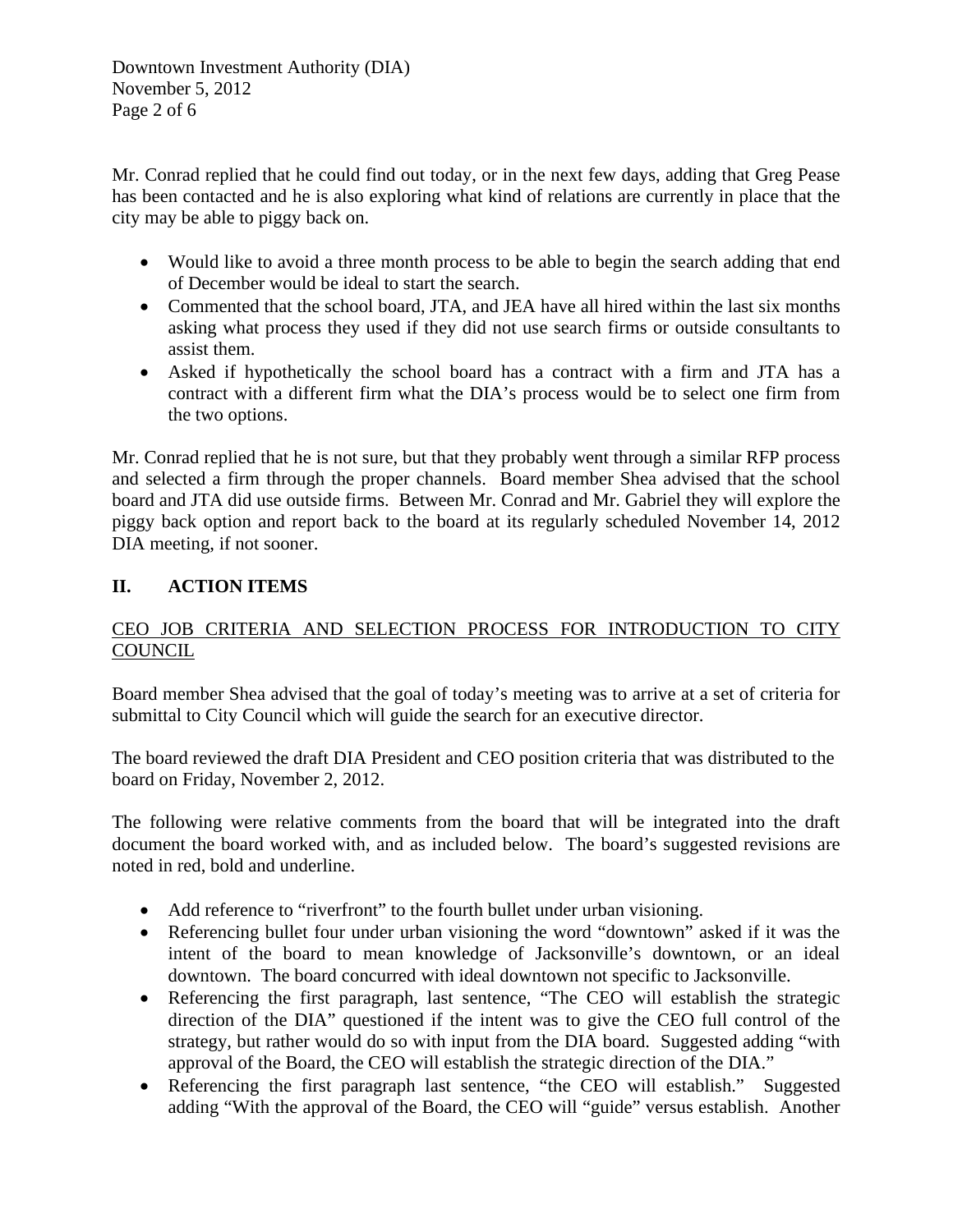Mr. Conrad replied that he could find out today, or in the next few days, adding that Greg Pease has been contacted and he is also exploring what kind of relations are currently in place that the city may be able to piggy back on.

- Would like to avoid a three month process to be able to begin the search adding that end of December would be ideal to start the search.
- Commented that the school board, JTA, and JEA have all hired within the last six months asking what process they used if they did not use search firms or outside consultants to assist them.
- Asked if hypothetically the school board has a contract with a firm and JTA has a contract with a different firm what the DIA's process would be to select one firm from the two options.

Mr. Conrad replied that he is not sure, but that they probably went through a similar RFP process and selected a firm through the proper channels. Board member Shea advised that the school board and JTA did use outside firms. Between Mr. Conrad and Mr. Gabriel they will explore the piggy back option and report back to the board at its regularly scheduled November 14, 2012 DIA meeting, if not sooner.

## II. ACTION ITEMS

<u>CEO JOB CRITERIA AND SELECTION PROCESS FOR INTRODUCTION TO CITY COUNCIL</u>

Board member Shea advised that the goal of today's meeting was to arrive at a set of criteria for submittal to City Council which will guide the search for an executive director.

The board reviewed the draft DIA President and CEO position criteria that was distributed to the board on Friday, November 2, 2012.

The following were relative comments from the board that will be integrated into the draft document the board worked with, and as included below. The board's suggested revisions are noted in red, bold and underline.

- Add reference to "riverfront" to the fourth bullet under urban visioning.
- Referencing bullet four under urban visioning the word "downtown" asked if it was the intent of the board to mean knowledge of Jacksonville's downtown, or an ideal downtown. The board concurred with ideal downtown not specific to Jacksonville.
- Referencing the first paragraph, last sentence, "The CEO will establish the strategic direction of the DIA" questioned if the intent was to give the CEO full control of the strategy, but rather would do so with input from the DIA board. Suggested adding "with approval of the Board, the CEO will establish the strategic direction of the DIA."
- Referencing the first paragraph last sentence, "the CEO will establish." Suggested adding "With the approval of the Board, the CEO will "guide" versus establish. Another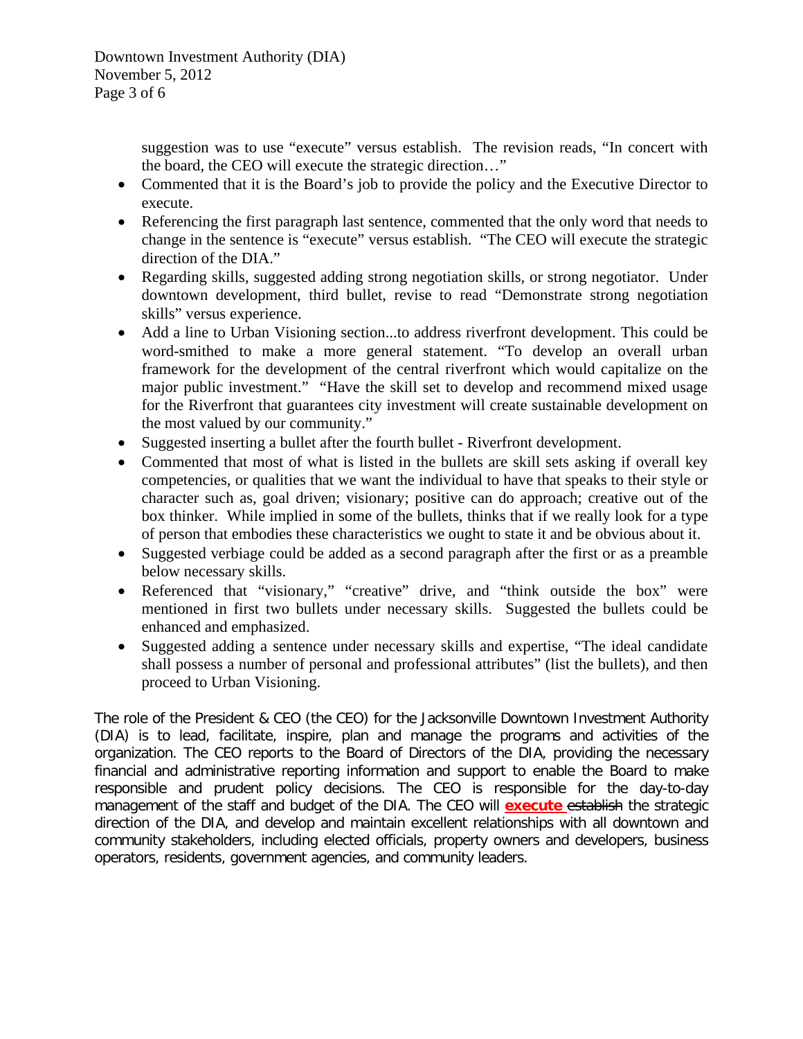suggestion was to use "execute" versus establish. The revision reads, "In concert with the board, the CEO will execute the strategic direction…"

- Commented that it is the Board's job to provide the policy and the Executive Director to execute.
- Referencing the first paragraph last sentence, commented that the only word that needs to change in the sentence is "execute" versus establish. "The CEO will execute the strategic direction of the DIA."
- Regarding skills, suggested adding strong negotiation skills, or strong negotiator. Under downtown development, third bullet, revise to read "Demonstrate strong negotiation skills" versus experience.
- Add a line to Urban Visioning section...to address riverfront development. This could be word-smithed to make a more general statement. "To develop an overall urban framework for the development of the central riverfront which would capitalize on the major public investment." "Have the skill set to develop and recommend mixed usage for the Riverfront that guarantees city investment will create sustainable development on the most valued by our community."
- Suggested inserting a bullet after the fourth bullet - Riverfront development.
- Commented that most of what is listed in the bullets are skill sets asking if overall key competencies, or qualities that we want the individual to have that speaks to their style or character such as, goal driven; visionary; positive can do approach; creative out of the box thinker. While implied in some of the bullets, thinks that if we really look for a type of person that embodies these characteristics we ought to state it and be obvious about it.
- Suggested verbiage could be added as a second paragraph after the first or as a preamble below necessary skills.
- Referenced that "visionary," "creative" drive, and "think outside the box" were mentioned in first two bullets under necessary skills. Suggested the bullets could be enhanced and emphasized.
- Suggested adding a sentence under necessary skills and expertise, "The ideal candidate shall possess a number of personal and professional attributes" (list the bullets), and then proceed to Urban Visioning.

The role of the President & CEO (the CEO) for the Jacksonville Downtown Investment Authority (DIA) is to lead, facilitate, inspire, plan and manage the programs and activities of the organization. The CEO reports to the Board of Directors of the DIA, providing the necessary financial and administrative reporting information and support to enable the Board to make responsible and prudent policy decisions. The CEO is responsible for the day-to-day management of the staff and budget of the DIA. The CEO will **execute** ~~establish~~ the strategic direction of the DIA, and develop and maintain excellent relationships with all downtown and community stakeholders, including elected officials, property owners and developers, business operators, residents, government agencies, and community leaders.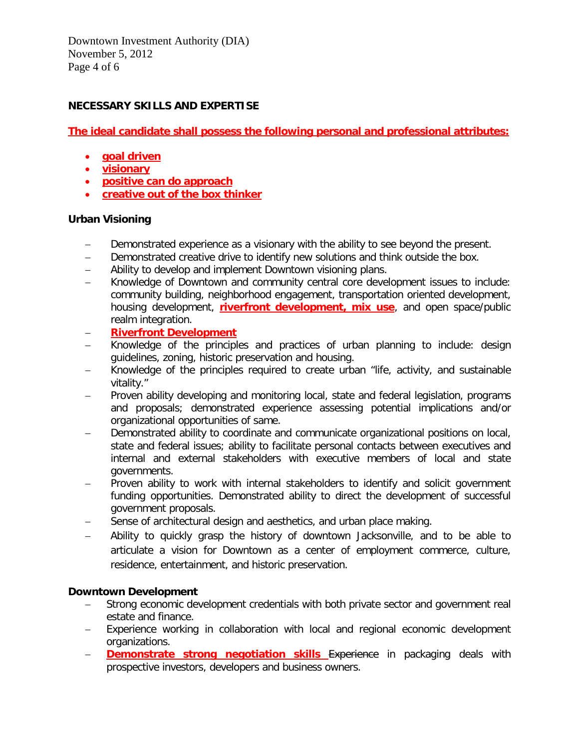## NECESSARY SKILLS AND EXPERTISE

**The ideal candidate shall possess the following personal and professional attributes:**

- **goal driven**
- **visionary**
- **positive can do approach**
- **creative out of the box thinker**

### Urban Visioning

- Demonstrated experience as a visionary with the ability to see beyond the present.
- Demonstrated creative drive to identify new solutions and think outside the box.
- Ability to develop and implement Downtown visioning plans.
- Knowledge of Downtown and community central core development issues to include: community building, neighborhood engagement, transportation oriented development, housing development, **riverfront development, mix use**, and open space/public realm integration.
- **Riverfront Development**
- Knowledge of the principles and practices of urban planning to include: design guidelines, zoning, historic preservation and housing.
- Knowledge of the principles required to create urban "life, activity, and sustainable vitality."
- Proven ability developing and monitoring local, state and federal legislation, programs and proposals; demonstrated experience assessing potential implications and/or organizational opportunities of same.
- Demonstrated ability to coordinate and communicate organizational positions on local, state and federal issues; ability to facilitate personal contacts between executives and internal and external stakeholders with executive members of local and state governments.
- Proven ability to work with internal stakeholders to identify and solicit government funding opportunities. Demonstrated ability to direct the development of successful government proposals.
- Sense of architectural design and aesthetics, and urban place making.
- Ability to quickly grasp the history of downtown Jacksonville, and to be able to articulate a vision for Downtown as a center of employment commerce, culture, residence, entertainment, and historic preservation.

### Downtown Development

- Strong economic development credentials with both private sector and government real estate and finance.
- Experience working in collaboration with local and regional economic development organizations.
- **Demonstrate strong negotiation skills** ~~Experience~~ in packaging deals with prospective investors, developers and business owners.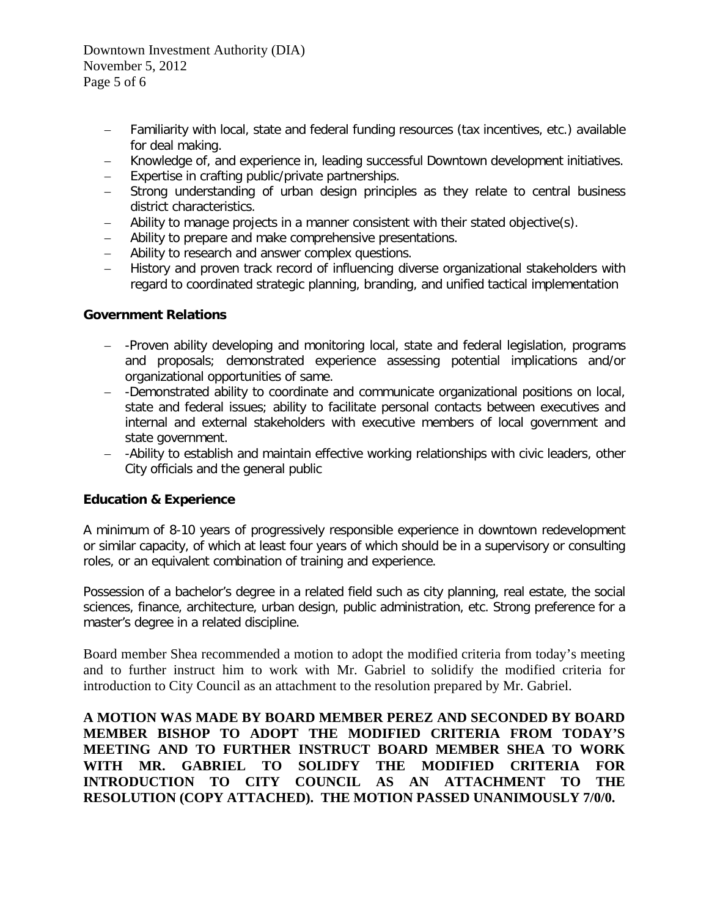- Familiarity with local, state and federal funding resources (tax incentives, etc.) available for deal making.
- Knowledge of, and experience in, leading successful Downtown development initiatives.
- Expertise in crafting public/private partnerships.
- Strong understanding of urban design principles as they relate to central business district characteristics.
- Ability to manage projects in a manner consistent with their stated objective(s).
- Ability to prepare and make comprehensive presentations.
- Ability to research and answer complex questions.
- History and proven track record of influencing diverse organizational stakeholders with regard to coordinated strategic planning, branding, and unified tactical implementation

**Government Relations**

- -Proven ability developing and monitoring local, state and federal legislation, programs and proposals; demonstrated experience assessing potential implications and/or organizational opportunities of same.
- -Demonstrated ability to coordinate and communicate organizational positions on local, state and federal issues; ability to facilitate personal contacts between executives and internal and external stakeholders with executive members of local government and state government.
- -Ability to establish and maintain effective working relationships with civic leaders, other City officials and the general public

**Education & Experience**

A minimum of 8-10 years of progressively responsible experience in downtown redevelopment or similar capacity, of which at least four years of which should be in a supervisory or consulting roles, or an equivalent combination of training and experience.

Possession of a bachelor's degree in a related field such as city planning, real estate, the social sciences, finance, architecture, urban design, public administration, etc. Strong preference for a master's degree in a related discipline.

Board member Shea recommended a motion to adopt the modified criteria from today's meeting and to further instruct him to work with Mr. Gabriel to solidify the modified criteria for introduction to City Council as an attachment to the resolution prepared by Mr. Gabriel.

**A MOTION WAS MADE BY BOARD MEMBER PEREZ AND SECONDED BY BOARD MEMBER BISHOP TO ADOPT THE MODIFIED CRITERIA FROM TODAY'S MEETING AND TO FURTHER INSTRUCT BOARD MEMBER SHEA TO WORK WITH MR. GABRIEL TO SOLIDFY THE MODIFIED CRITERIA FOR INTRODUCTION TO CITY COUNCIL AS AN ATTACHMENT TO THE RESOLUTION (COPY ATTACHED). THE MOTION PASSED UNANIMOUSLY 7/0/0.**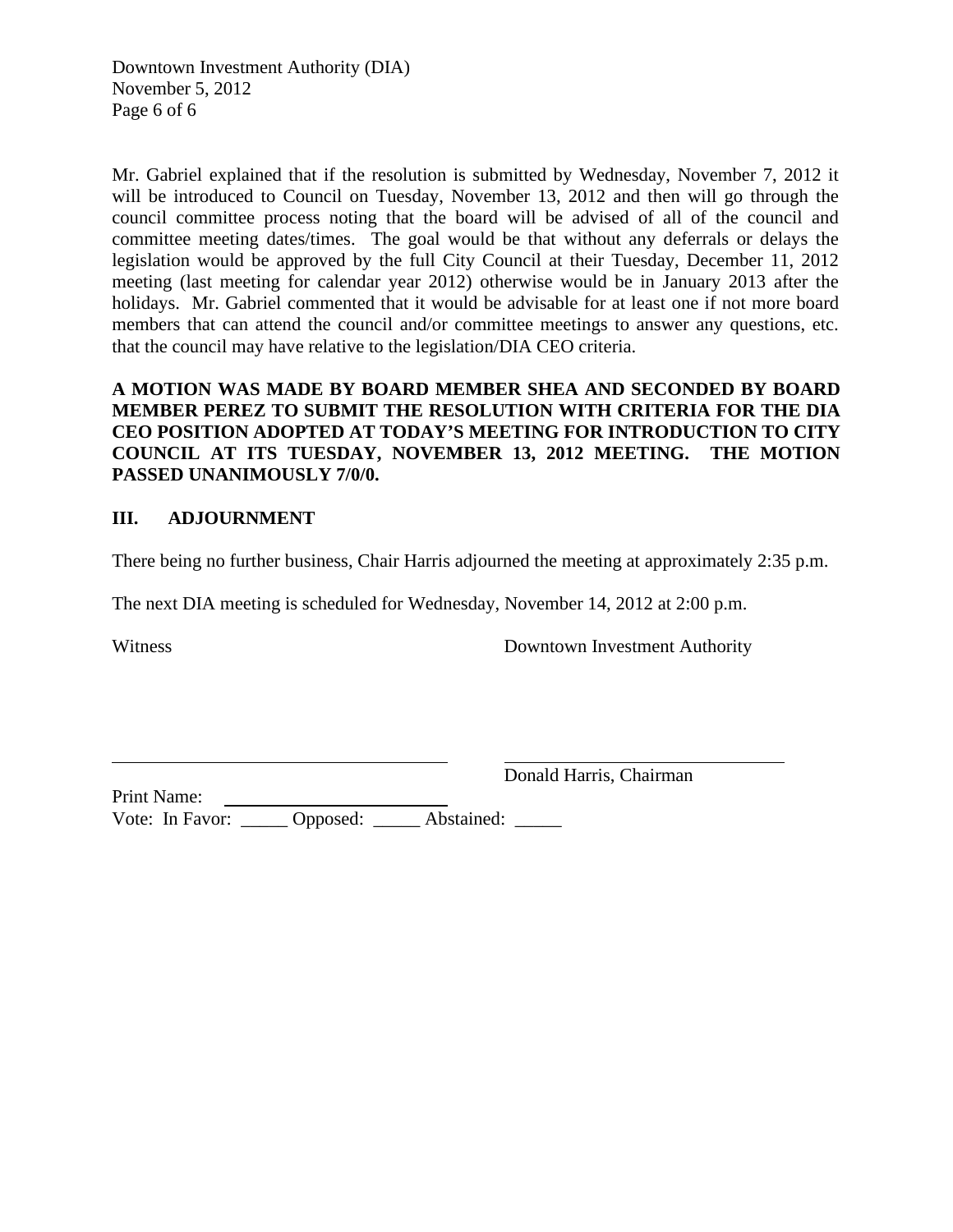Mr. Gabriel explained that if the resolution is submitted by Wednesday, November 7, 2012 it will be introduced to Council on Tuesday, November 13, 2012 and then will go through the council committee process noting that the board will be advised of all of the council and committee meeting dates/times. The goal would be that without any deferrals or delays the legislation would be approved by the full City Council at their Tuesday, December 11, 2012 meeting (last meeting for calendar year 2012) otherwise would be in January 2013 after the holidays. Mr. Gabriel commented that it would be advisable for at least one if not more board members that can attend the council and/or committee meetings to answer any questions, etc. that the council may have relative to the legislation/DIA CEO criteria.

**A MOTION WAS MADE BY BOARD MEMBER SHEA AND SECONDED BY BOARD MEMBER PEREZ TO SUBMIT THE RESOLUTION WITH CRITERIA FOR THE DIA CEO POSITION ADOPTED AT TODAY'S MEETING FOR INTRODUCTION TO CITY COUNCIL AT ITS TUESDAY, NOVEMBER 13, 2012 MEETING. THE MOTION PASSED UNANIMOUSLY 7/0/0.**

## III. ADJOURNMENT

There being no further business, Chair Harris adjourned the meeting at approximately 2:35 p.m.

The next DIA meeting is scheduled for Wednesday, November 14, 2012 at 2:00 p.m.

Witness                                                    Downtown Investment Authority

\_\_\_\_\_\_\_\_\_\_\_\_\_\_\_\_\_\_\_\_\_\_\_\_\_\_\_\_\_\_\_\_\_\_\_\_            \_\_\_\_\_\_\_\_\_\_\_\_\_\_\_\_\_\_\_\_\_\_\_\_\_\_\_\_\_\_\_\_\_\_\_\_

                                                                Donald Harris, Chairman

Print Name: \_\_\_\_\_\_\_\_\_\_\_\_\_\_\_\_\_\_\_\_\_\_\_\_\_\_

Vote: In Favor: \_\_\_\_\_ Opposed: \_\_\_\_\_ Abstained: \_\_\_\_\_